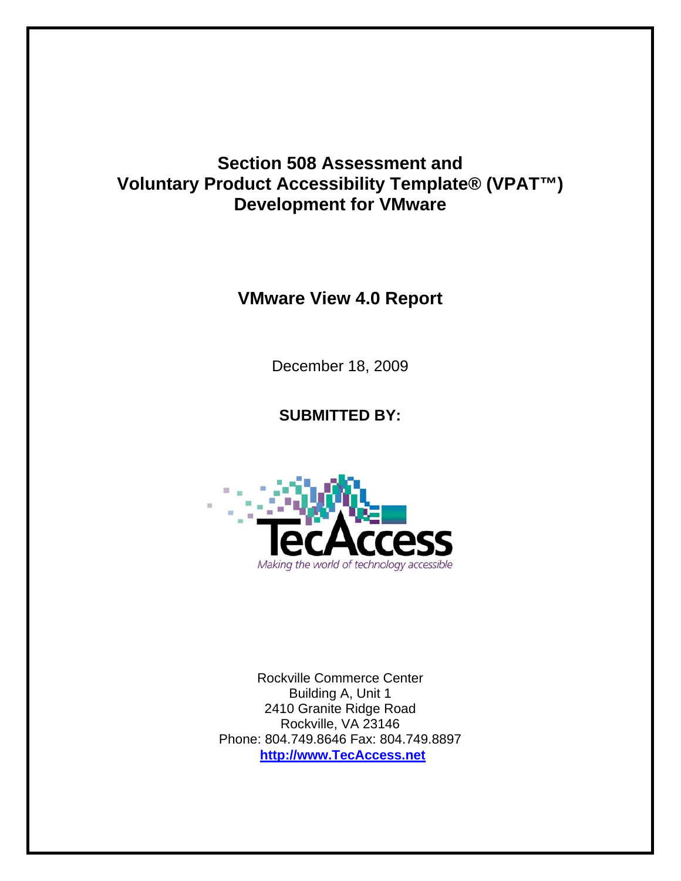# Section 508 Assessment and Voluntary Product Accessibility Template® (VPAT™) Development for VMware

## VMware View 4.0 Report

December 18, 2009

**SUBMITTED BY:**

TecAccess

*Making the world of technology accessible*

Rockville Commerce Center
Building A, Unit 1
2410 Granite Ridge Road
Rockville, VA 23146
Phone: 804.749.8646 Fax: 804.749.8897
**http://www.TecAccess.net**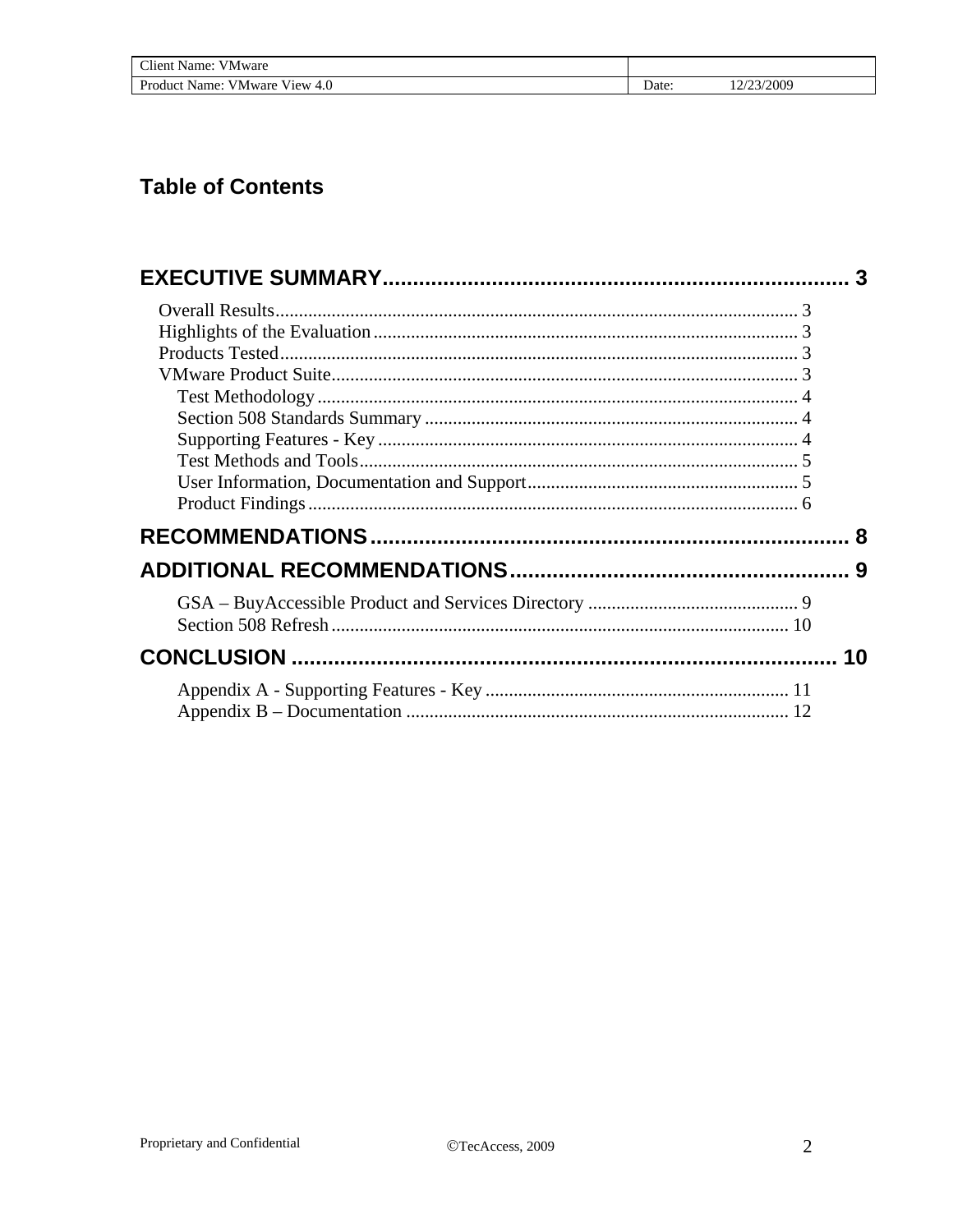## Table of Contents

**EXECUTIVE SUMMARY** ........ 3

- Overall Results ........ 3
- Highlights of the Evaluation ........ 3
- Products Tested ........ 3
- VMware Product Suite ........ 3
  - Test Methodology ........ 4
  - Section 508 Standards Summary ........ 4
  - Supporting Features - Key ........ 4
  - Test Methods and Tools ........ 5
  - User Information, Documentation and Support ........ 5
  - Product Findings ........ 6

**RECOMMENDATIONS** ........ 8

**ADDITIONAL RECOMMENDATIONS** ........ 9

- GSA – BuyAccessible Product and Services Directory ........ 9
- Section 508 Refresh ........ 10

**CONCLUSION** ........ 10

- Appendix A - Supporting Features - Key ........ 11
- Appendix B – Documentation ........ 12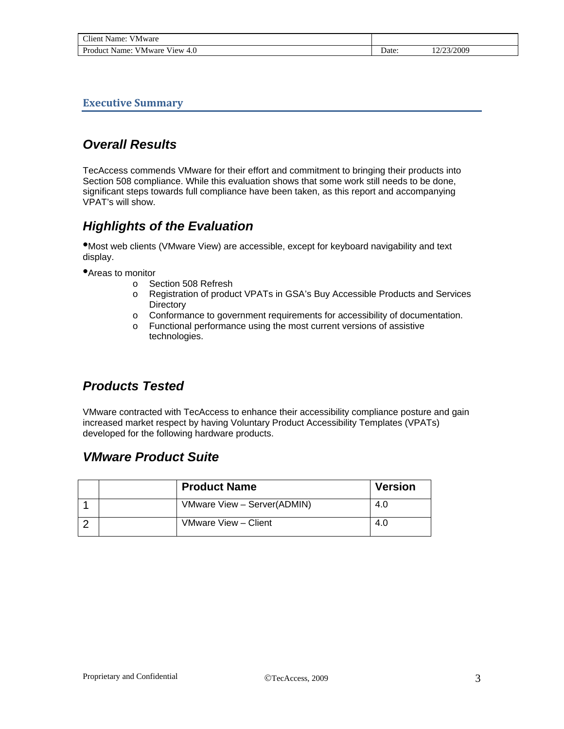## Executive Summary

### Overall Results

TecAccess commends VMware for their effort and commitment to bringing their products into Section 508 compliance. While this evaluation shows that some work still needs to be done, significant steps towards full compliance have been taken, as this report and accompanying VPAT's will show.

### Highlights of the Evaluation

- Most web clients (VMware View) are accessible, except for keyboard navigability and text display.
- Areas to monitor
  - Section 508 Refresh
  - Registration of product VPATs in GSA's Buy Accessible Products and Services Directory
  - Conformance to government requirements for accessibility of documentation.
  - Functional performance using the most current versions of assistive technologies.

### Products Tested

VMware contracted with TecAccess to enhance their accessibility compliance posture and gain increased market respect by having Voluntary Product Accessibility Templates (VPATs) developed for the following hardware products.

### VMware Product Suite

| | | Product Name | Version |
|---|---|---|---|
| 1 | | VMware View – Server(ADMIN) | 4.0 |
| 2 | | VMware View – Client | 4.0 |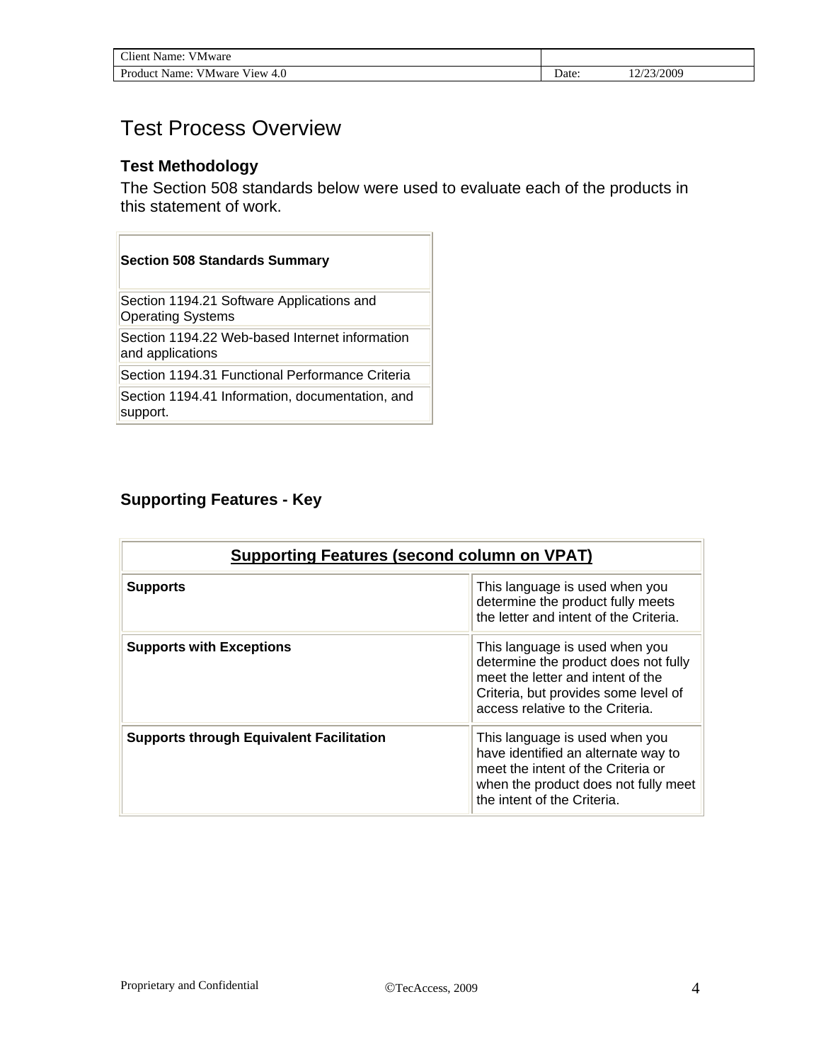# Test Process Overview

### Test Methodology

The Section 508 standards below were used to evaluate each of the products in this statement of work.

| Section 508 Standards Summary |
| --- |
| Section 1194.21 Software Applications and Operating Systems |
| Section 1194.22 Web-based Internet information and applications |
| Section 1194.31 Functional Performance Criteria |
| Section 1194.41 Information, documentation, and support. |

### Supporting Features - Key

| Supporting Features (second column on VPAT) | |
| --- | --- |
| **Supports** | This language is used when you determine the product fully meets the letter and intent of the Criteria. |
| **Supports with Exceptions** | This language is used when you determine the product does not fully meet the letter and intent of the Criteria, but provides some level of access relative to the Criteria. |
| **Supports through Equivalent Facilitation** | This language is used when you have identified an alternate way to meet the intent of the Criteria or when the product does not fully meet the intent of the Criteria. |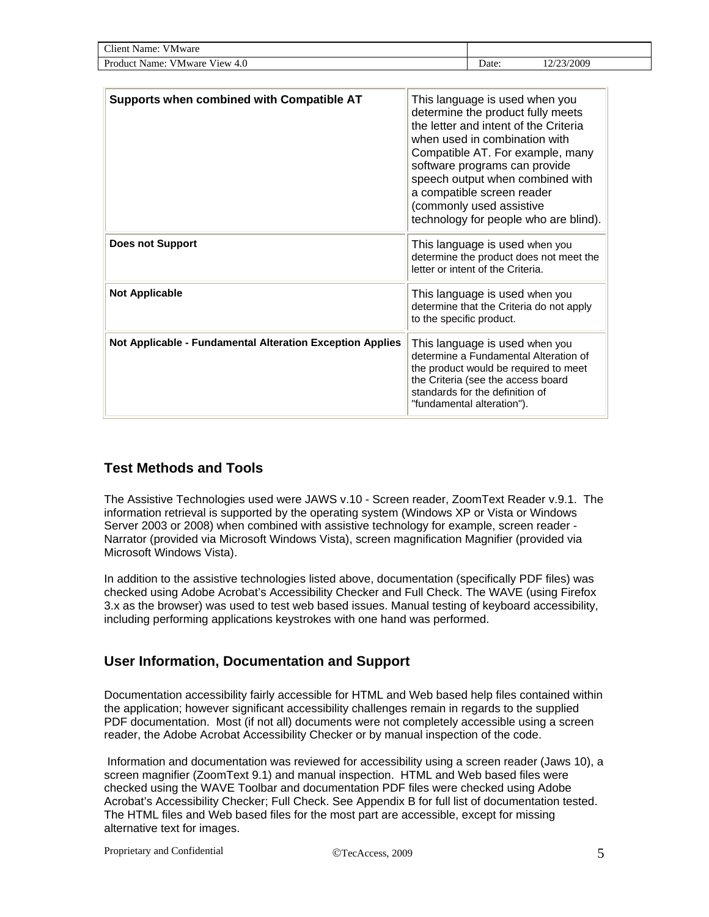| | |
|---|---|
| **Supports when combined with Compatible AT** | This language is used when you determine the product fully meets the letter and intent of the Criteria when used in combination with Compatible AT. For example, many software programs can provide speech output when combined with a compatible screen reader (commonly used assistive technology for people who are blind). |
| **Does not Support** | This language is used when you determine the product does not meet the letter or intent of the Criteria. |
| **Not Applicable** | This language is used when you determine that the Criteria do not apply to the specific product. |
| **Not Applicable - Fundamental Alteration Exception Applies** | This language is used when you determine a Fundamental Alteration of the product would be required to meet the Criteria (see the access board standards for the definition of "fundamental alteration"). |

## Test Methods and Tools

The Assistive Technologies used were JAWS v.10 - Screen reader, ZoomText Reader v.9.1. The information retrieval is supported by the operating system (Windows XP or Vista or Windows Server 2003 or 2008) when combined with assistive technology for example, screen reader - Narrator (provided via Microsoft Windows Vista), screen magnification Magnifier (provided via Microsoft Windows Vista).

In addition to the assistive technologies listed above, documentation (specifically PDF files) was checked using Adobe Acrobat's Accessibility Checker and Full Check. The WAVE (using Firefox 3.x as the browser) was used to test web based issues. Manual testing of keyboard accessibility, including performing applications keystrokes with one hand was performed.

## User Information, Documentation and Support

Documentation accessibility fairly accessible for HTML and Web based help files contained within the application; however significant accessibility challenges remain in regards to the supplied PDF documentation. Most (if not all) documents were not completely accessible using a screen reader, the Adobe Acrobat Accessibility Checker or by manual inspection of the code.

Information and documentation was reviewed for accessibility using a screen reader (Jaws 10), a screen magnifier (ZoomText 9.1) and manual inspection. HTML and Web based files were checked using the WAVE Toolbar and documentation PDF files were checked using Adobe Acrobat's Accessibility Checker; Full Check. See Appendix B for full list of documentation tested. The HTML files and Web based files for the most part are accessible, except for missing alternative text for images.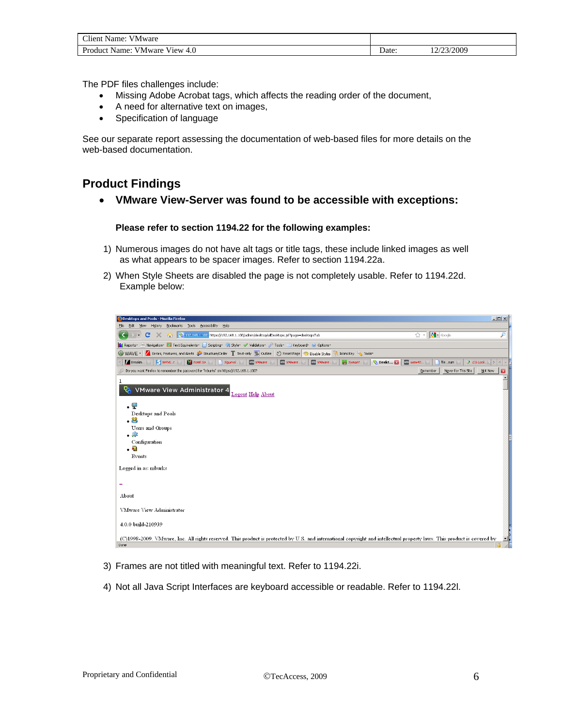| Client Name: VMware | |
|---|---|
| Product Name: VMware View 4.0 | Date: 12/23/2009 |

The PDF files challenges include:

- Missing Adobe Acrobat tags, which affects the reading order of the document,
- A need for alternative text on images,
- Specification of language

See our separate report assessing the documentation of web-based files for more details on the web-based documentation.

## Product Findings

- **VMware View-Server was found to be accessible with exceptions:**

**Please refer to section 1194.22 for the following examples:**

1) Numerous images do not have alt tags or title tags, these include linked images as well as what appears to be spacer images. Refer to section 1194.22a.
2) When Style Sheets are disabled the page is not completely usable. Refer to 1194.22d. Example below:

3) Frames are not titled with meaningful text. Refer to 1194.22i.
4) Not all Java Script Interfaces are keyboard accessible or readable. Refer to 1194.22l.

Proprietary and Confidential ©TecAccess, 2009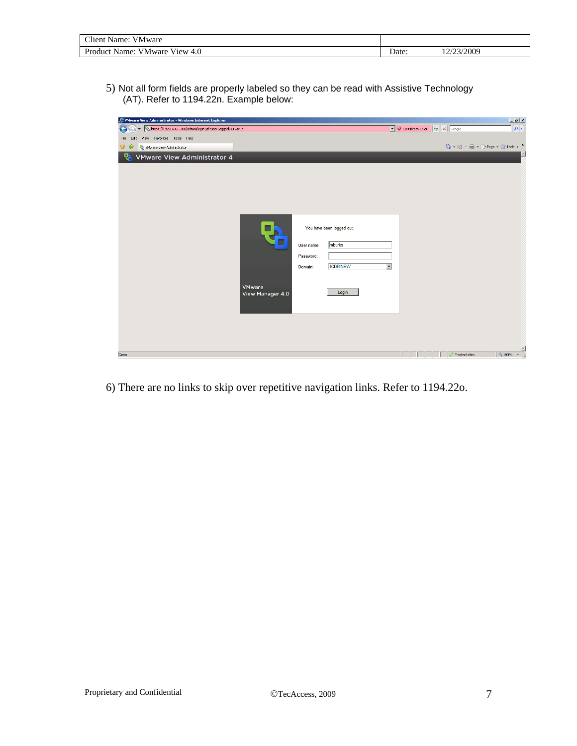5) Not all form fields are properly labeled so they can be read with Assistive Technology (AT). Refer to 1194.22n. Example below:

6) There are no links to skip over repetitive navigation links. Refer to 1194.22o.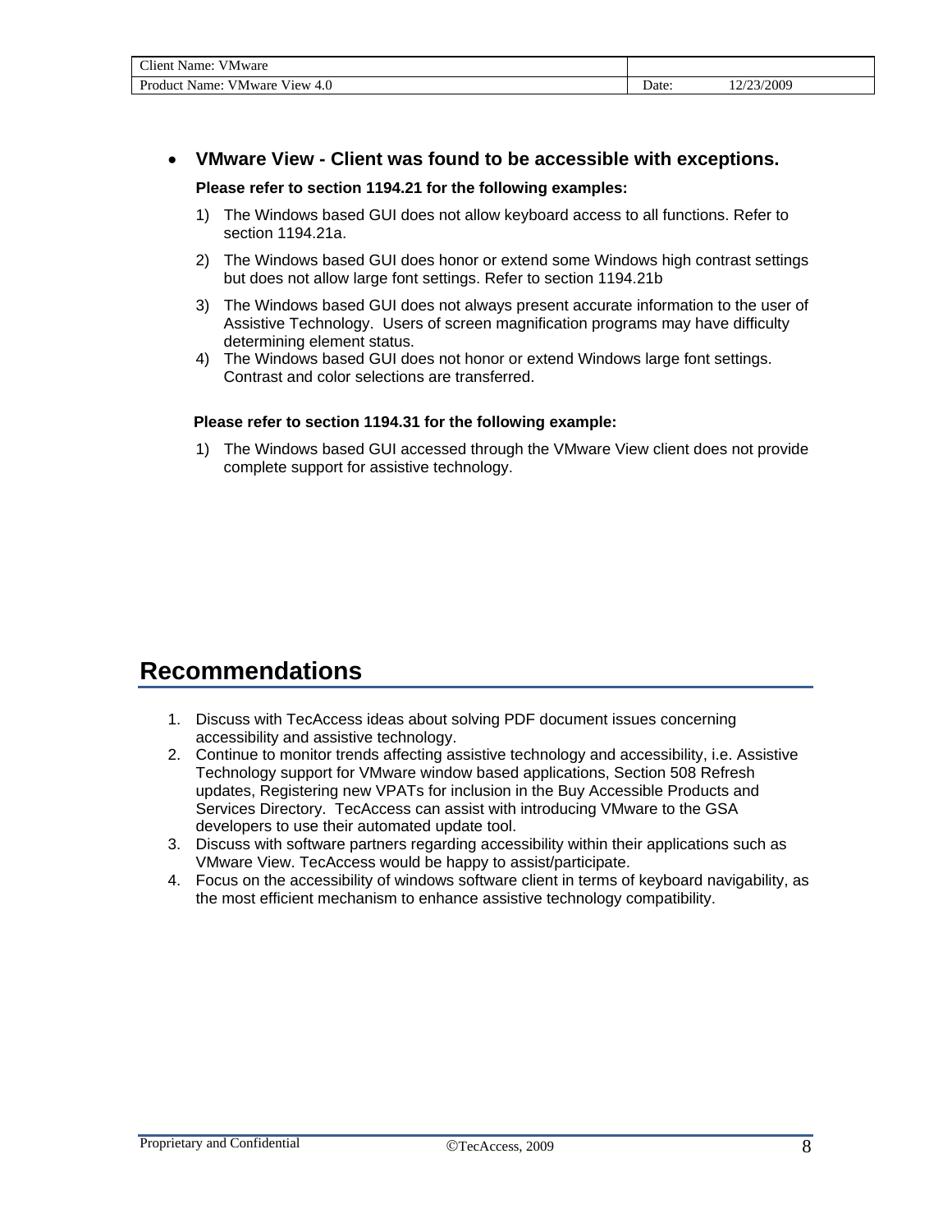- **VMware View - Client was found to be accessible with exceptions.**

  **Please refer to section 1194.21 for the following examples:**

  1) The Windows based GUI does not allow keyboard access to all functions. Refer to section 1194.21a.
  2) The Windows based GUI does honor or extend some Windows high contrast settings but does not allow large font settings. Refer to section 1194.21b
  3) The Windows based GUI does not always present accurate information to the user of Assistive Technology. Users of screen magnification programs may have difficulty determining element status.
  4) The Windows based GUI does not honor or extend Windows large font settings. Contrast and color selections are transferred.

  **Please refer to section 1194.31 for the following example:**

  1) The Windows based GUI accessed through the VMware View client does not provide complete support for assistive technology.

# Recommendations

1. Discuss with TecAccess ideas about solving PDF document issues concerning accessibility and assistive technology.
2. Continue to monitor trends affecting assistive technology and accessibility, i.e. Assistive Technology support for VMware window based applications, Section 508 Refresh updates, Registering new VPATs for inclusion in the Buy Accessible Products and Services Directory. TecAccess can assist with introducing VMware to the GSA developers to use their automated update tool.
3. Discuss with software partners regarding accessibility within their applications such as VMware View. TecAccess would be happy to assist/participate.
4. Focus on the accessibility of windows software client in terms of keyboard navigability, as the most efficient mechanism to enhance assistive technology compatibility.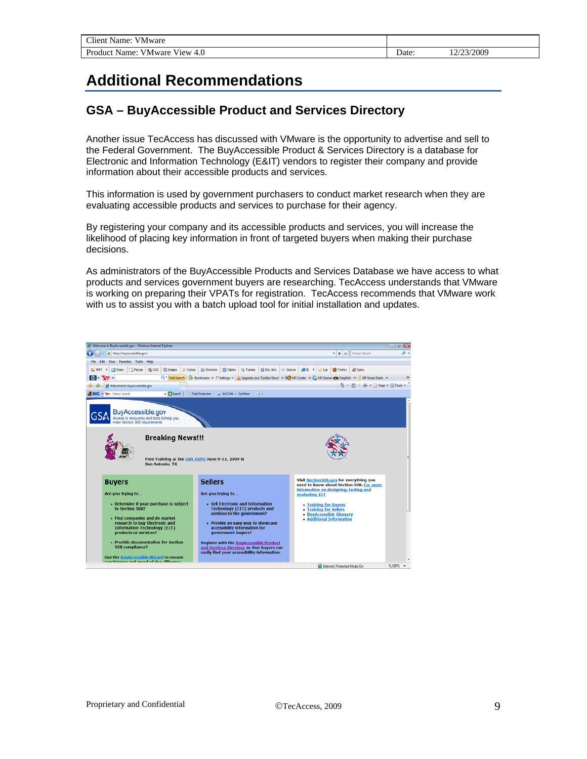# Additional Recommendations

## GSA – BuyAccessible Product and Services Directory

Another issue TecAccess has discussed with VMware is the opportunity to advertise and sell to the Federal Government. The BuyAccessible Product & Services Directory is a database for Electronic and Information Technology (E&IT) vendors to register their company and provide information about their accessible products and services.

This information is used by government purchasers to conduct market research when they are evaluating accessible products and services to purchase for their agency.

By registering your company and its accessible products and services, you will increase the likelihood of placing key information in front of targeted buyers when making their purchase decisions.

As administrators of the BuyAccessible Products and Services Database we have access to what products and services government buyers are researching. TecAccess understands that VMware is working on preparing their VPATs for registration. TecAccess recommends that VMware work with us to assist you with a batch upload tool for initial installation and updates.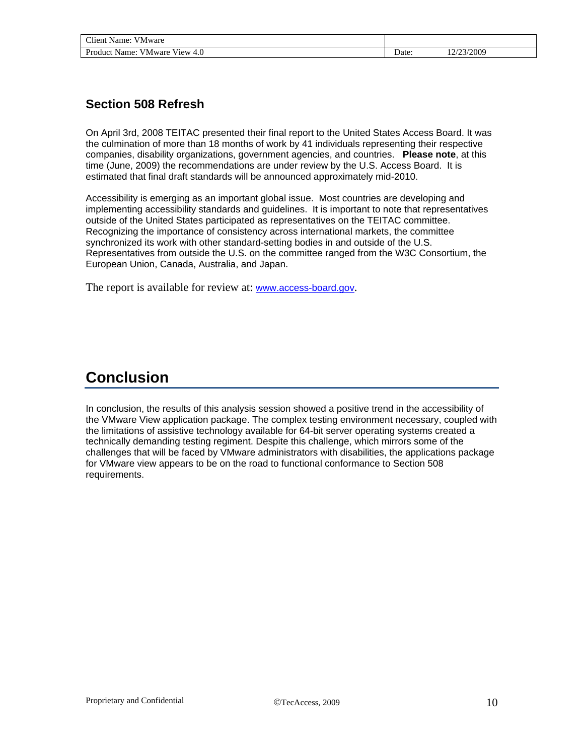### Section 508 Refresh

On April 3rd, 2008 TEITAC presented their final report to the United States Access Board. It was the culmination of more than 18 months of work by 41 individuals representing their respective companies, disability organizations, government agencies, and countries. **Please note**, at this time (June, 2009) the recommendations are under review by the U.S. Access Board. It is estimated that final draft standards will be announced approximately mid-2010.

Accessibility is emerging as an important global issue. Most countries are developing and implementing accessibility standards and guidelines. It is important to note that representatives outside of the United States participated as representatives on the TEITAC committee. Recognizing the importance of consistency across international markets, the committee synchronized its work with other standard-setting bodies in and outside of the U.S. Representatives from outside the U.S. on the committee ranged from the W3C Consortium, the European Union, Canada, Australia, and Japan.

The report is available for review at: www.access-board.gov.

## Conclusion

In conclusion, the results of this analysis session showed a positive trend in the accessibility of the VMware View application package. The complex testing environment necessary, coupled with the limitations of assistive technology available for 64-bit server operating systems created a technically demanding testing regiment. Despite this challenge, which mirrors some of the challenges that will be faced by VMware administrators with disabilities, the applications package for VMware view appears to be on the road to functional conformance to Section 508 requirements.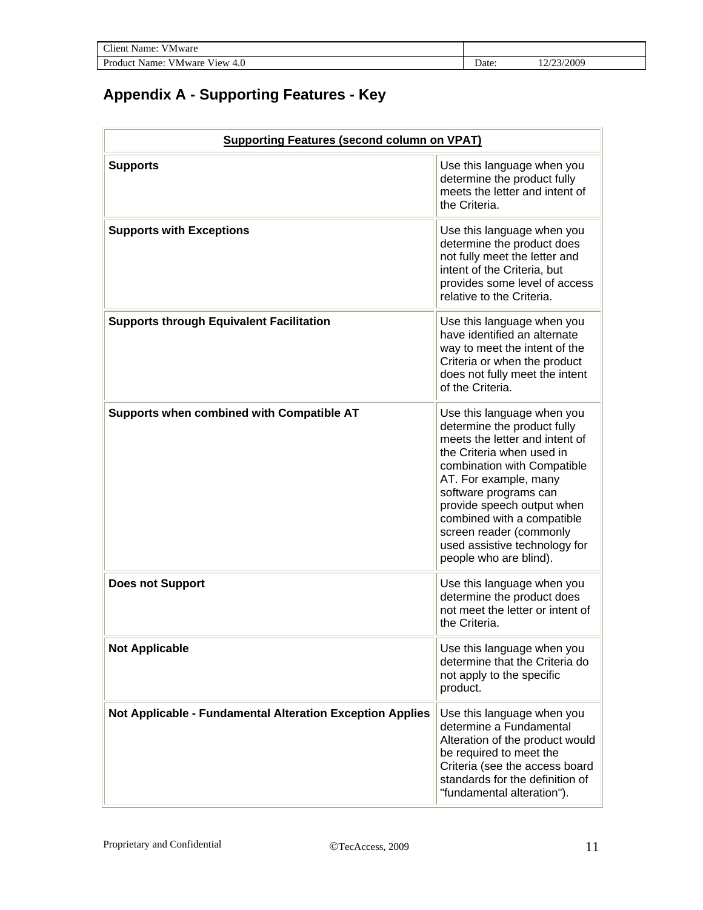## Appendix A - Supporting Features - Key

| Supporting Features (second column on VPAT) | |
|---|---|
| **Supports** | Use this language when you determine the product fully meets the letter and intent of the Criteria. |
| **Supports with Exceptions** | Use this language when you determine the product does not fully meet the letter and intent of the Criteria, but provides some level of access relative to the Criteria. |
| **Supports through Equivalent Facilitation** | Use this language when you have identified an alternate way to meet the intent of the Criteria or when the product does not fully meet the intent of the Criteria. |
| **Supports when combined with Compatible AT** | Use this language when you determine the product fully meets the letter and intent of the Criteria when used in combination with Compatible AT. For example, many software programs can provide speech output when combined with a compatible screen reader (commonly used assistive technology for people who are blind). |
| **Does not Support** | Use this language when you determine the product does not meet the letter or intent of the Criteria. |
| **Not Applicable** | Use this language when you determine that the Criteria do not apply to the specific product. |
| **Not Applicable - Fundamental Alteration Exception Applies** | Use this language when you determine a Fundamental Alteration of the product would be required to meet the Criteria (see the access board standards for the definition of "fundamental alteration"). |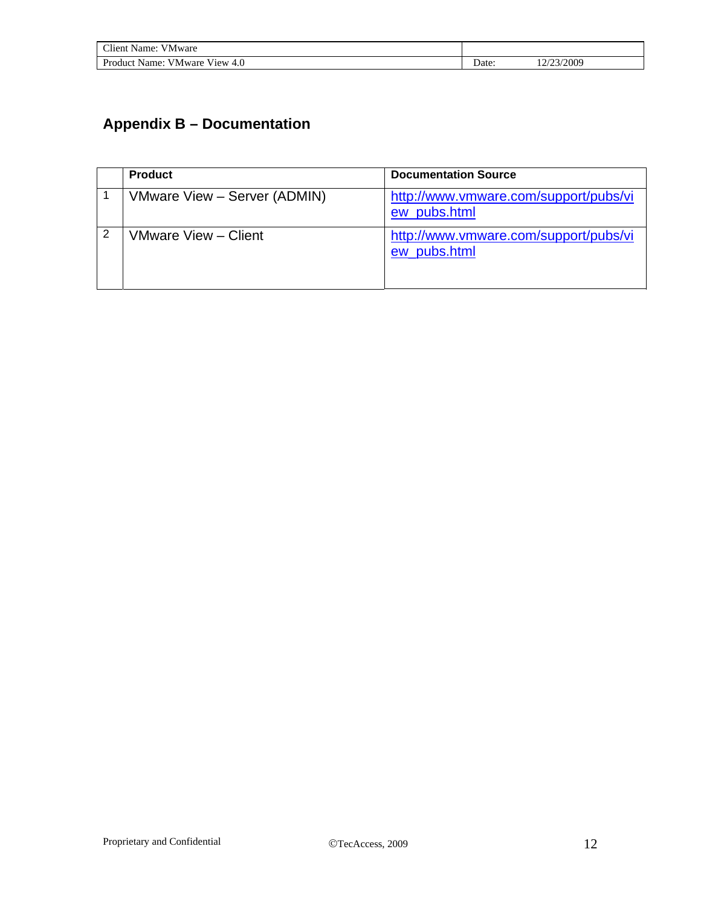## Appendix B – Documentation

| | Product | Documentation Source |
|---|---|---|
| 1 | VMware View – Server (ADMIN) | http://www.vmware.com/support/pubs/view_pubs.html |
| 2 | VMware View – Client | http://www.vmware.com/support/pubs/view_pubs.html |